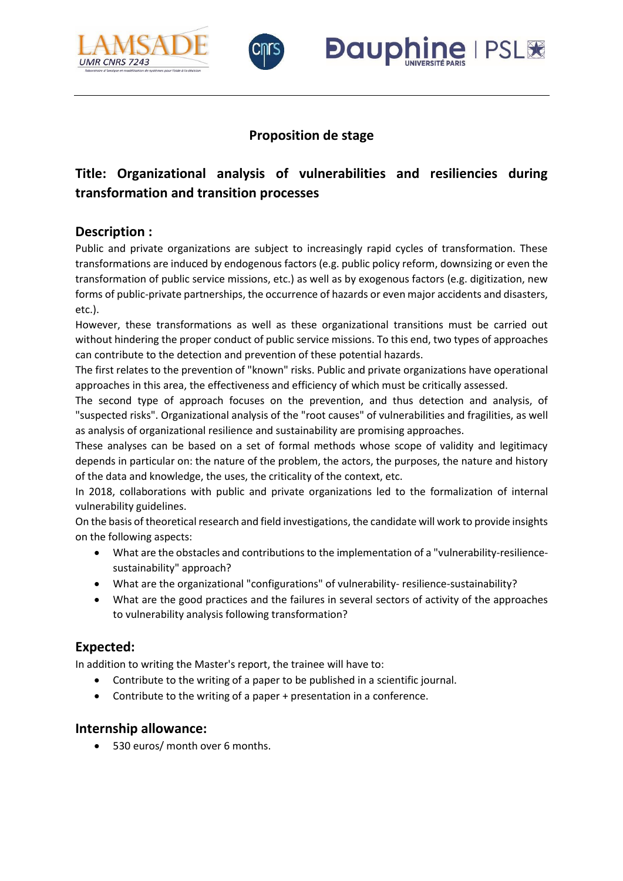# Proposition de stage

## Title: Organizational analysis of vulnerabilities and resiliencies during transformation and transition processes

## Description :

Public and private organizations are subject to increasingly rapid cycles of transformation. These transformations are induced by endogenous factors (e.g. public policy reform, downsizing or even the transformation of public service missions, etc.) as well as by exogenous factors (e.g. digitization, new forms of public-private partnerships, the occurrence of hazards or even major accidents and disasters, etc.).

However, these transformations as well as these organizational transitions must be carried out without hindering the proper conduct of public service missions. To this end, two types of approaches can contribute to the detection and prevention of these potential hazards.

The first relates to the prevention of "known" risks. Public and private organizations have operational approaches in this area, the effectiveness and efficiency of which must be critically assessed.

The second type of approach focuses on the prevention, and thus detection and analysis, of "suspected risks". Organizational analysis of the "root causes" of vulnerabilities and fragilities, as well as analysis of organizational resilience and sustainability are promising approaches.

These analyses can be based on a set of formal methods whose scope of validity and legitimacy depends in particular on: the nature of the problem, the actors, the purposes, the nature and history of the data and knowledge, the uses, the criticality of the context, etc.

In 2018, collaborations with public and private organizations led to the formalization of internal vulnerability guidelines.

On the basis of theoretical research and field investigations, the candidate will work to provide insights on the following aspects:

- What are the obstacles and contributions to the implementation of a "vulnerability-resilience-sustainability" approach?
- What are the organizational "configurations" of vulnerability- resilience-sustainability?
- What are the good practices and the failures in several sectors of activity of the approaches to vulnerability analysis following transformation?

## Expected:

In addition to writing the Master's report, the trainee will have to:

- Contribute to the writing of a paper to be published in a scientific journal.
- Contribute to the writing of a paper + presentation in a conference.

## Internship allowance:

- 530 euros/ month over 6 months.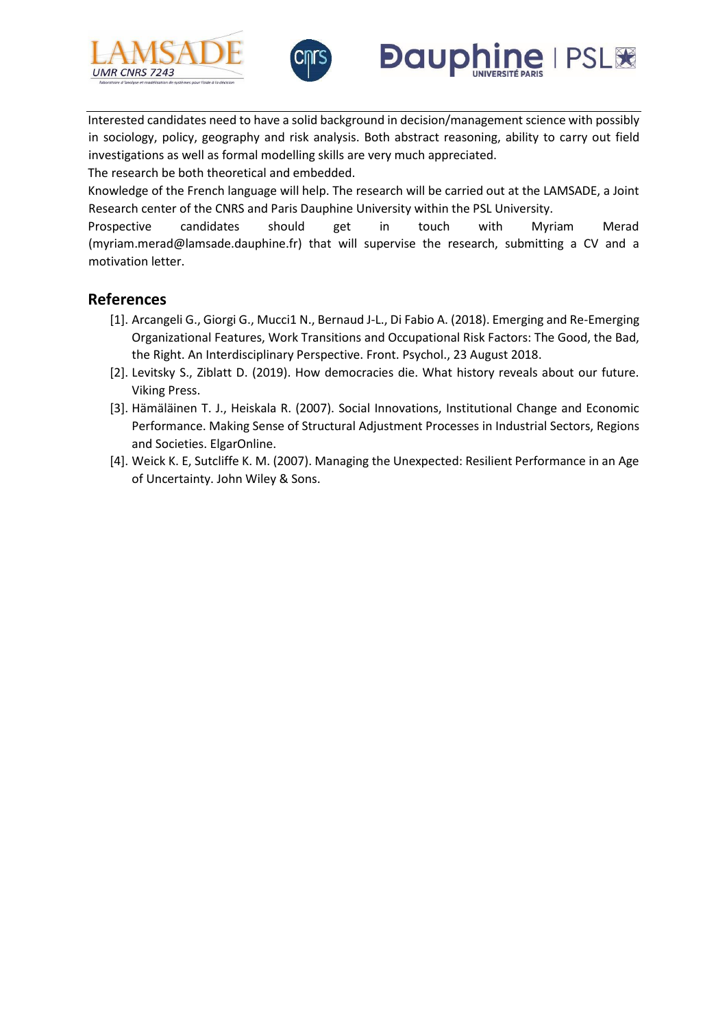Interested candidates need to have a solid background in decision/management science with possibly in sociology, policy, geography and risk analysis. Both abstract reasoning, ability to carry out field investigations as well as formal modelling skills are very much appreciated.

The research be both theoretical and embedded.

Knowledge of the French language will help. The research will be carried out at the LAMSADE, a Joint Research center of the CNRS and Paris Dauphine University within the PSL University.

Prospective candidates should get in touch with Myriam Merad (myriam.merad@lamsade.dauphine.fr) that will supervise the research, submitting a CV and a motivation letter.

## References

[1]. Arcangeli G., Giorgi G., Mucci1 N., Bernaud J-L., Di Fabio A. (2018). Emerging and Re-Emerging Organizational Features, Work Transitions and Occupational Risk Factors: The Good, the Bad, the Right. An Interdisciplinary Perspective. Front. Psychol., 23 August 2018.

[2]. Levitsky S., Ziblatt D. (2019). How democracies die. What history reveals about our future. Viking Press.

[3]. Hämäläinen T. J., Heiskala R. (2007). Social Innovations, Institutional Change and Economic Performance. Making Sense of Structural Adjustment Processes in Industrial Sectors, Regions and Societies. ElgarOnline.

[4]. Weick K. E, Sutcliffe K. M. (2007). Managing the Unexpected: Resilient Performance in an Age of Uncertainty. John Wiley & Sons.